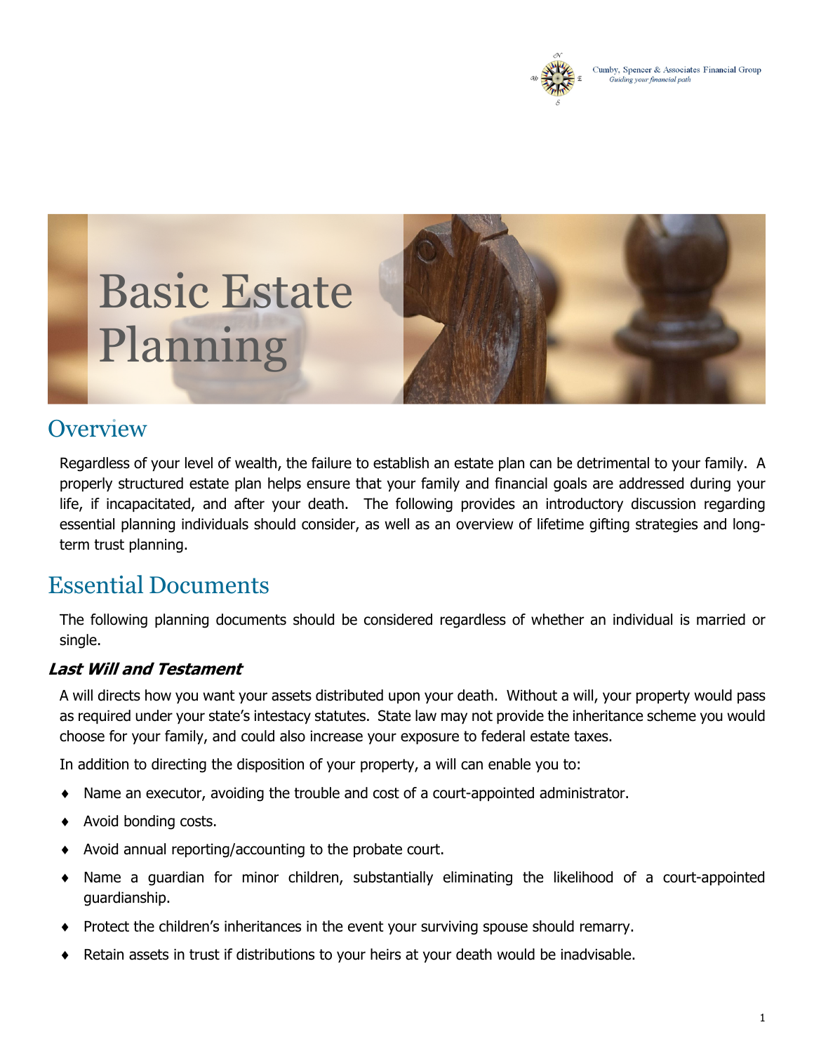# Basic Estate Planning

## Overview

Regardless of your level of wealth, the failure to establish an estate plan can be detrimental to your family. A properly structured estate plan helps ensure that your family and financial goals are addressed during your life, if incapacitated, and after your death. The following provides an introductory discussion regarding essential planning individuals should consider, as well as an overview of lifetime gifting strategies and long-term trust planning.

## Essential Documents

The following planning documents should be considered regardless of whether an individual is married or single.

### *Last Will and Testament*

A will directs how you want your assets distributed upon your death. Without a will, your property would pass as required under your state's intestacy statutes. State law may not provide the inheritance scheme you would choose for your family, and could also increase your exposure to federal estate taxes.

In addition to directing the disposition of your property, a will can enable you to:

- Name an executor, avoiding the trouble and cost of a court-appointed administrator.
- Avoid bonding costs.
- Avoid annual reporting/accounting to the probate court.
- Name a guardian for minor children, substantially eliminating the likelihood of a court-appointed guardianship.
- Protect the children's inheritances in the event your surviving spouse should remarry.
- Retain assets in trust if distributions to your heirs at your death would be inadvisable.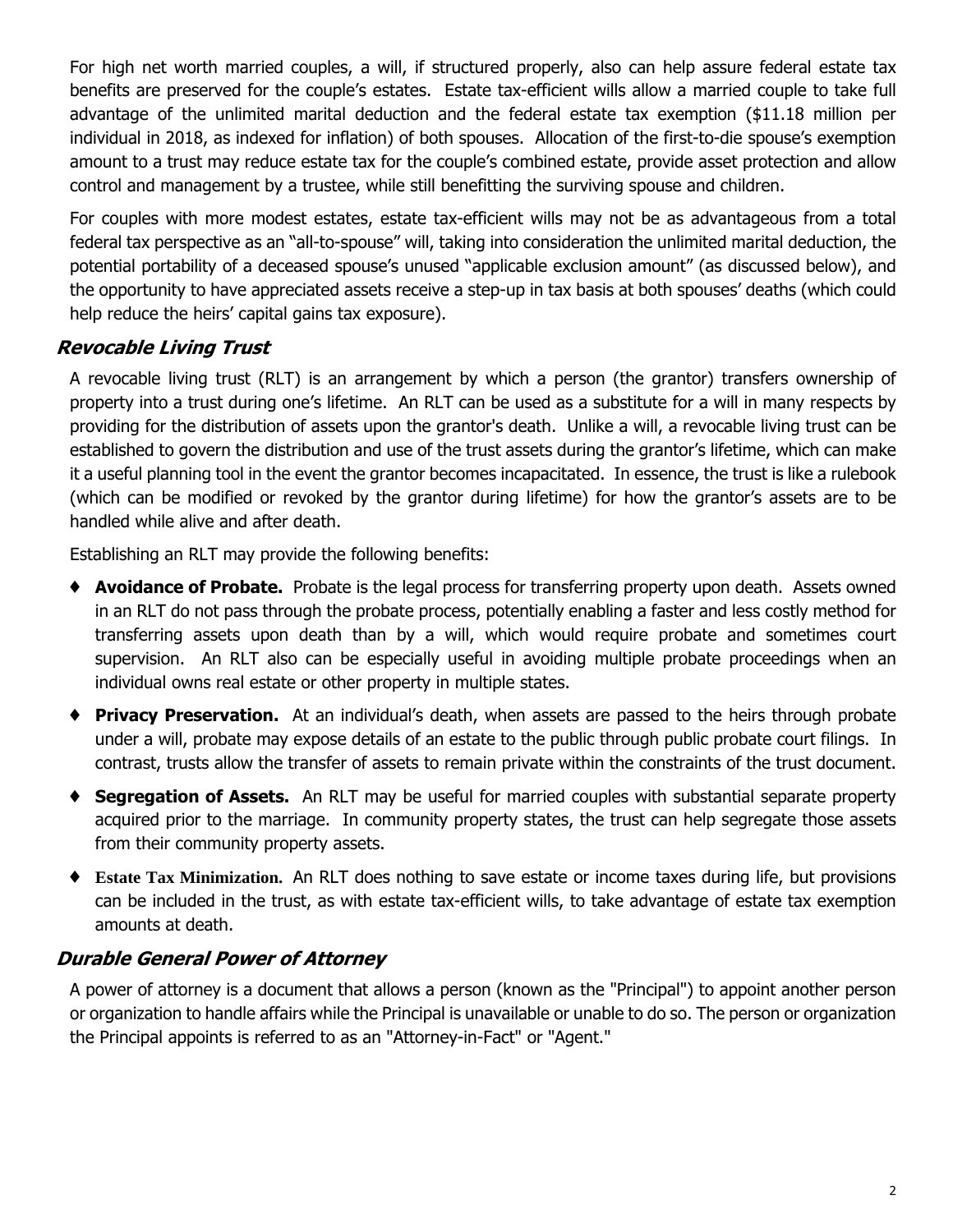For high net worth married couples, a will, if structured properly, also can help assure federal estate tax benefits are preserved for the couple's estates. Estate tax-efficient wills allow a married couple to take full advantage of the unlimited marital deduction and the federal estate tax exemption ($11.18 million per individual in 2018, as indexed for inflation) of both spouses. Allocation of the first-to-die spouse's exemption amount to a trust may reduce estate tax for the couple's combined estate, provide asset protection and allow control and management by a trustee, while still benefitting the surviving spouse and children.

For couples with more modest estates, estate tax-efficient wills may not be as advantageous from a total federal tax perspective as an "all-to-spouse" will, taking into consideration the unlimited marital deduction, the potential portability of a deceased spouse's unused "applicable exclusion amount" (as discussed below), and the opportunity to have appreciated assets receive a step-up in tax basis at both spouses' deaths (which could help reduce the heirs' capital gains tax exposure).

### *Revocable Living Trust*

A revocable living trust (RLT) is an arrangement by which a person (the grantor) transfers ownership of property into a trust during one's lifetime. An RLT can be used as a substitute for a will in many respects by providing for the distribution of assets upon the grantor's death. Unlike a will, a revocable living trust can be established to govern the distribution and use of the trust assets during the grantor's lifetime, which can make it a useful planning tool in the event the grantor becomes incapacitated. In essence, the trust is like a rulebook (which can be modified or revoked by the grantor during lifetime) for how the grantor's assets are to be handled while alive and after death.

Establishing an RLT may provide the following benefits:

- **Avoidance of Probate.** Probate is the legal process for transferring property upon death. Assets owned in an RLT do not pass through the probate process, potentially enabling a faster and less costly method for transferring assets upon death than by a will, which would require probate and sometimes court supervision. An RLT also can be especially useful in avoiding multiple probate proceedings when an individual owns real estate or other property in multiple states.
- **Privacy Preservation.** At an individual's death, when assets are passed to the heirs through probate under a will, probate may expose details of an estate to the public through public probate court filings. In contrast, trusts allow the transfer of assets to remain private within the constraints of the trust document.
- **Segregation of Assets.** An RLT may be useful for married couples with substantial separate property acquired prior to the marriage. In community property states, the trust can help segregate those assets from their community property assets.
- **Estate Tax Minimization.** An RLT does nothing to save estate or income taxes during life, but provisions can be included in the trust, as with estate tax-efficient wills, to take advantage of estate tax exemption amounts at death.

### *Durable General Power of Attorney*

A power of attorney is a document that allows a person (known as the "Principal") to appoint another person or organization to handle affairs while the Principal is unavailable or unable to do so. The person or organization the Principal appoints is referred to as an "Attorney-in-Fact" or "Agent."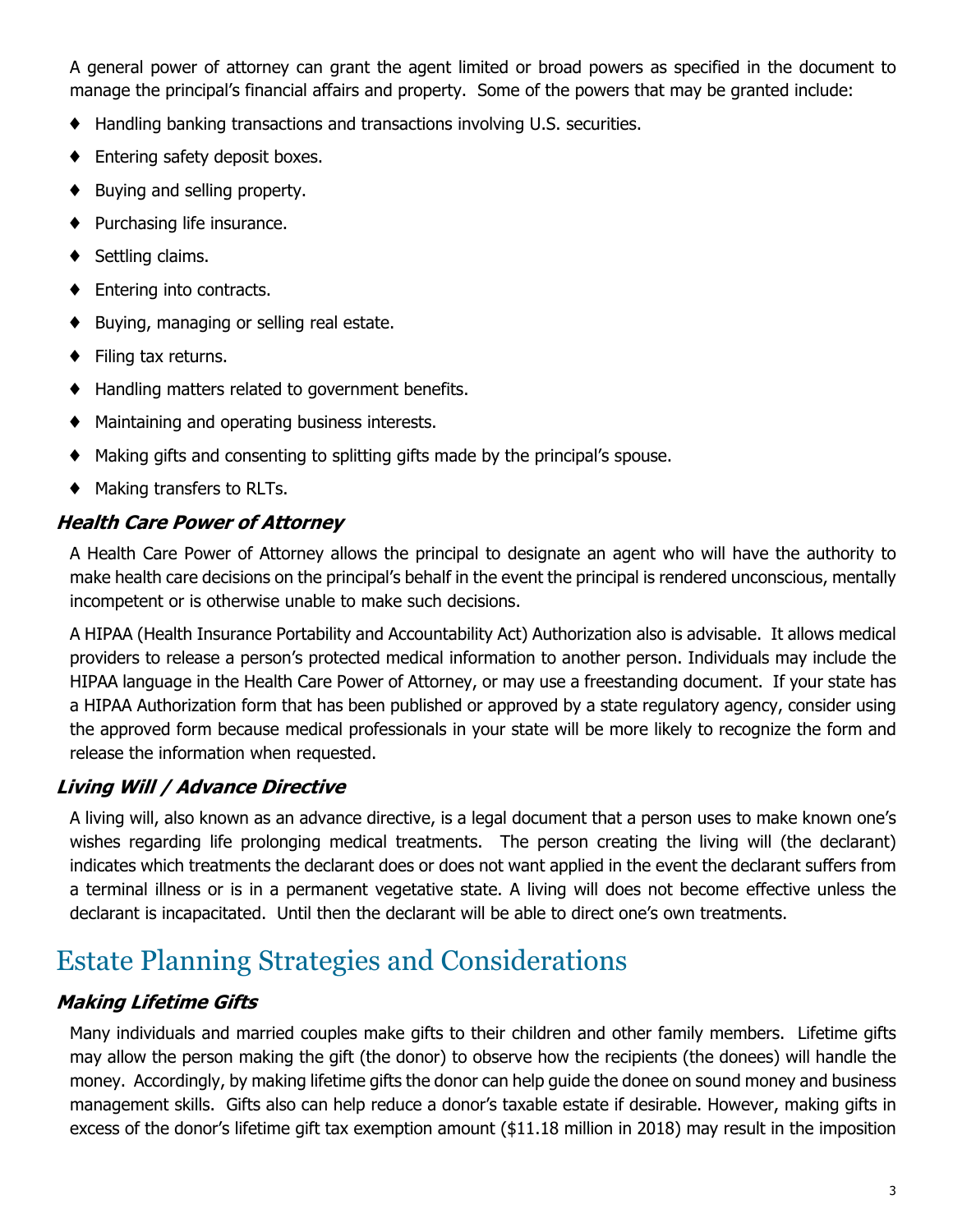A general power of attorney can grant the agent limited or broad powers as specified in the document to manage the principal's financial affairs and property. Some of the powers that may be granted include:

- Handling banking transactions and transactions involving U.S. securities.
- Entering safety deposit boxes.
- Buying and selling property.
- Purchasing life insurance.
- Settling claims.
- Entering into contracts.
- Buying, managing or selling real estate.
- Filing tax returns.
- Handling matters related to government benefits.
- Maintaining and operating business interests.
- Making gifts and consenting to splitting gifts made by the principal's spouse.
- Making transfers to RLTs.

### *Health Care Power of Attorney*

A Health Care Power of Attorney allows the principal to designate an agent who will have the authority to make health care decisions on the principal's behalf in the event the principal is rendered unconscious, mentally incompetent or is otherwise unable to make such decisions.

A HIPAA (Health Insurance Portability and Accountability Act) Authorization also is advisable. It allows medical providers to release a person's protected medical information to another person. Individuals may include the HIPAA language in the Health Care Power of Attorney, or may use a freestanding document. If your state has a HIPAA Authorization form that has been published or approved by a state regulatory agency, consider using the approved form because medical professionals in your state will be more likely to recognize the form and release the information when requested.

### *Living Will / Advance Directive*

A living will, also known as an advance directive, is a legal document that a person uses to make known one's wishes regarding life prolonging medical treatments. The person creating the living will (the declarant) indicates which treatments the declarant does or does not want applied in the event the declarant suffers from a terminal illness or is in a permanent vegetative state. A living will does not become effective unless the declarant is incapacitated. Until then the declarant will be able to direct one's own treatments.

## Estate Planning Strategies and Considerations

### *Making Lifetime Gifts*

Many individuals and married couples make gifts to their children and other family members. Lifetime gifts may allow the person making the gift (the donor) to observe how the recipients (the donees) will handle the money. Accordingly, by making lifetime gifts the donor can help guide the donee on sound money and business management skills. Gifts also can help reduce a donor's taxable estate if desirable. However, making gifts in excess of the donor's lifetime gift tax exemption amount ($11.18 million in 2018) may result in the imposition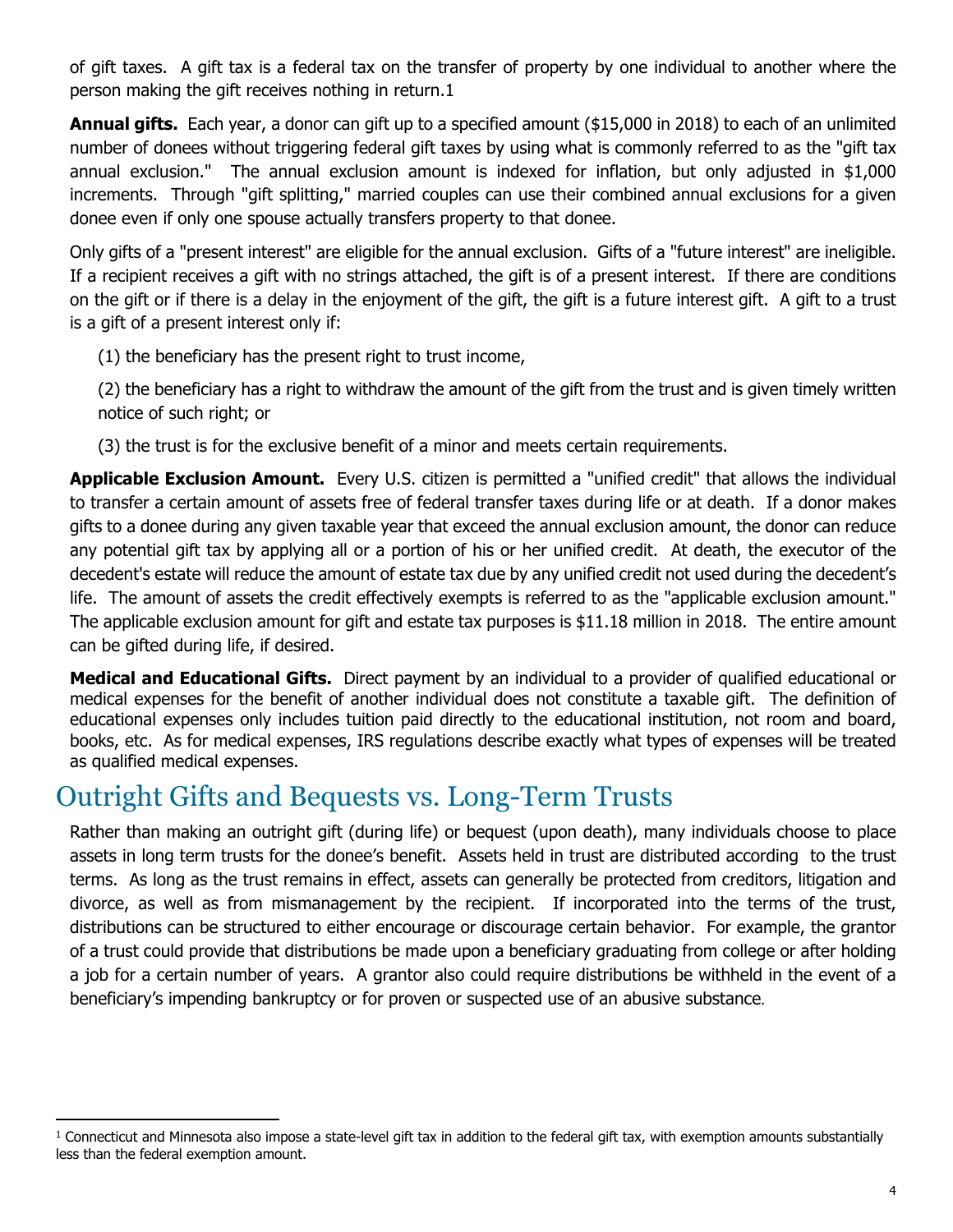of gift taxes. A gift tax is a federal tax on the transfer of property by one individual to another where the person making the gift receives nothing in return.[1]

**Annual gifts.** Each year, a donor can gift up to a specified amount ($15,000 in 2018) to each of an unlimited number of donees without triggering federal gift taxes by using what is commonly referred to as the "gift tax annual exclusion." The annual exclusion amount is indexed for inflation, but only adjusted in $1,000 increments. Through "gift splitting," married couples can use their combined annual exclusions for a given donee even if only one spouse actually transfers property to that donee.

Only gifts of a "present interest" are eligible for the annual exclusion. Gifts of a "future interest" are ineligible. If a recipient receives a gift with no strings attached, the gift is of a present interest. If there are conditions on the gift or if there is a delay in the enjoyment of the gift, the gift is a future interest gift. A gift to a trust is a gift of a present interest only if:

(1) the beneficiary has the present right to trust income,

(2) the beneficiary has a right to withdraw the amount of the gift from the trust and is given timely written notice of such right; or

(3) the trust is for the exclusive benefit of a minor and meets certain requirements.

**Applicable Exclusion Amount.** Every U.S. citizen is permitted a "unified credit" that allows the individual to transfer a certain amount of assets free of federal transfer taxes during life or at death. If a donor makes gifts to a donee during any given taxable year that exceed the annual exclusion amount, the donor can reduce any potential gift tax by applying all or a portion of his or her unified credit. At death, the executor of the decedent's estate will reduce the amount of estate tax due by any unified credit not used during the decedent's life. The amount of assets the credit effectively exempts is referred to as the "applicable exclusion amount." The applicable exclusion amount for gift and estate tax purposes is $11.18 million in 2018. The entire amount can be gifted during life, if desired.

**Medical and Educational Gifts.** Direct payment by an individual to a provider of qualified educational or medical expenses for the benefit of another individual does not constitute a taxable gift. The definition of educational expenses only includes tuition paid directly to the educational institution, not room and board, books, etc. As for medical expenses, IRS regulations describe exactly what types of expenses will be treated as qualified medical expenses.

## Outright Gifts and Bequests vs. Long-Term Trusts

Rather than making an outright gift (during life) or bequest (upon death), many individuals choose to place assets in long term trusts for the donee's benefit. Assets held in trust are distributed according to the trust terms. As long as the trust remains in effect, assets can generally be protected from creditors, litigation and divorce, as well as from mismanagement by the recipient. If incorporated into the terms of the trust, distributions can be structured to either encourage or discourage certain behavior. For example, the grantor of a trust could provide that distributions be made upon a beneficiary graduating from college or after holding a job for a certain number of years. A grantor also could require distributions be withheld in the event of a beneficiary's impending bankruptcy or for proven or suspected use of an abusive substance.

---

[1] Connecticut and Minnesota also impose a state-level gift tax in addition to the federal gift tax, with exemption amounts substantially less than the federal exemption amount.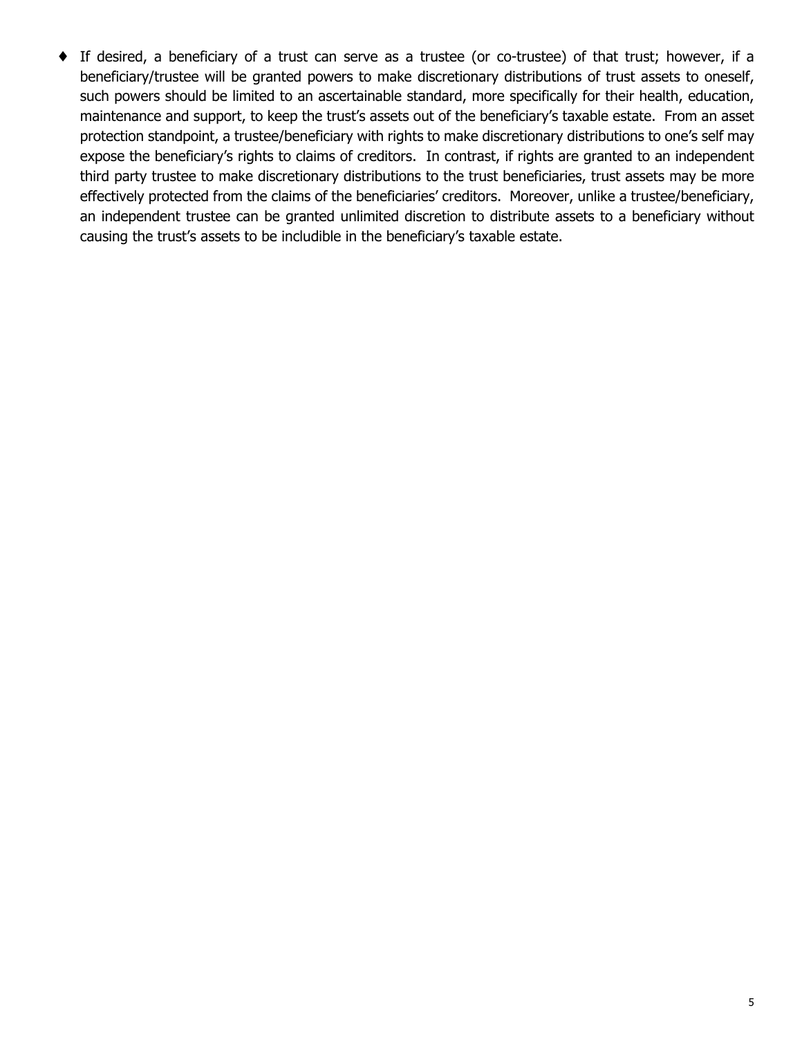- If desired, a beneficiary of a trust can serve as a trustee (or co-trustee) of that trust; however, if a beneficiary/trustee will be granted powers to make discretionary distributions of trust assets to oneself, such powers should be limited to an ascertainable standard, more specifically for their health, education, maintenance and support, to keep the trust's assets out of the beneficiary's taxable estate. From an asset protection standpoint, a trustee/beneficiary with rights to make discretionary distributions to one's self may expose the beneficiary's rights to claims of creditors. In contrast, if rights are granted to an independent third party trustee to make discretionary distributions to the trust beneficiaries, trust assets may be more effectively protected from the claims of the beneficiaries' creditors. Moreover, unlike a trustee/beneficiary, an independent trustee can be granted unlimited discretion to distribute assets to a beneficiary without causing the trust's assets to be includible in the beneficiary's taxable estate.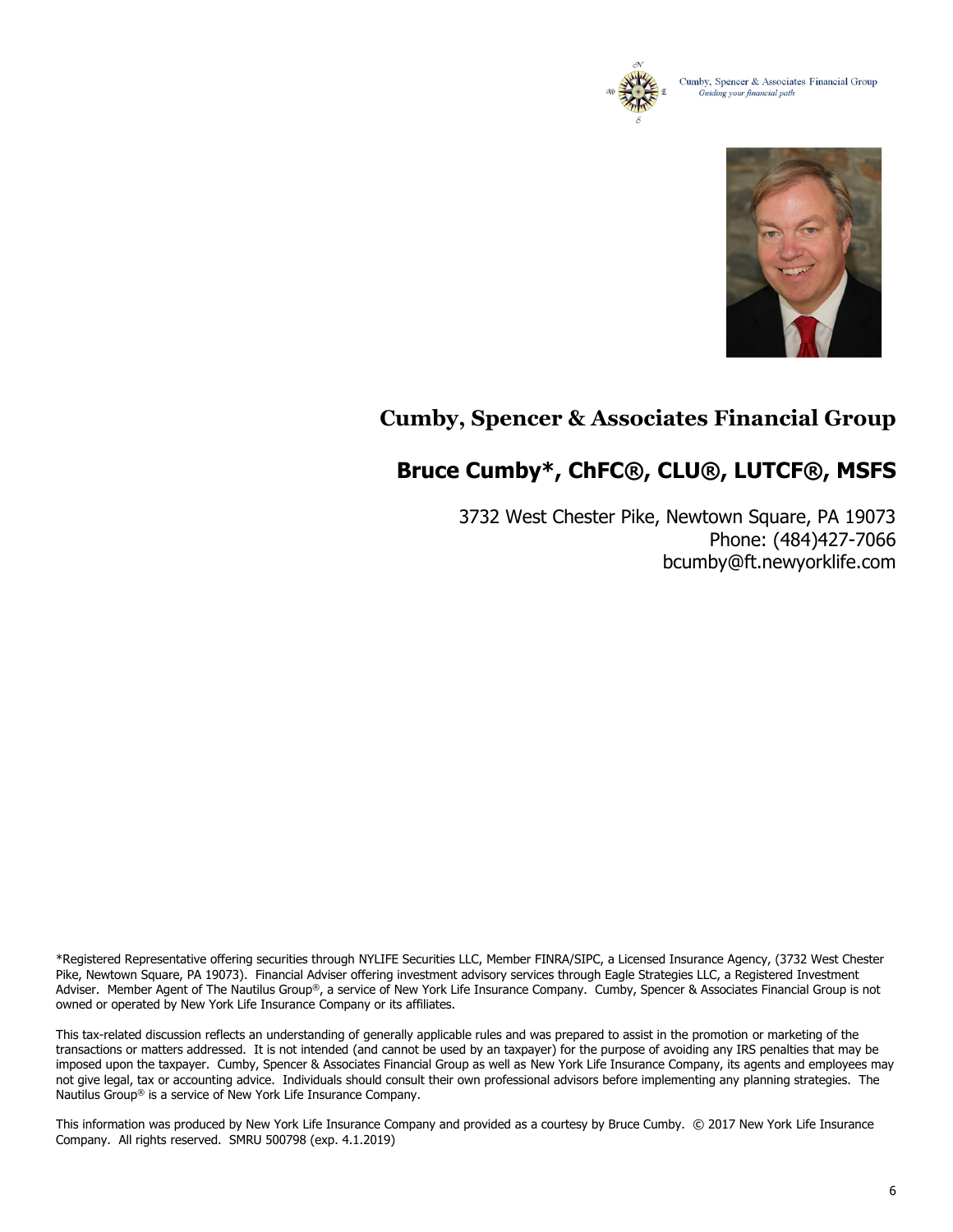Cumby, Spencer & Associates Financial Group
*Guiding your financial path*

## Cumby, Spencer & Associates Financial Group

## Bruce Cumby*, ChFC®, CLU®, LUTCF®, MSFS

3732 West Chester Pike, Newtown Square, PA 19073
Phone: (484)427-7066
bcumby@ft.newyorklife.com

*Registered Representative offering securities through NYLIFE Securities LLC, Member FINRA/SIPC, a Licensed Insurance Agency, (3732 West Chester Pike, Newtown Square, PA 19073). Financial Adviser offering investment advisory services through Eagle Strategies LLC, a Registered Investment Adviser. Member Agent of The Nautilus Group®, a service of New York Life Insurance Company. Cumby, Spencer & Associates Financial Group is not owned or operated by New York Life Insurance Company or its affiliates.

This tax-related discussion reflects an understanding of generally applicable rules and was prepared to assist in the promotion or marketing of the transactions or matters addressed. It is not intended (and cannot be used by an taxpayer) for the purpose of avoiding any IRS penalties that may be imposed upon the taxpayer. Cumby, Spencer & Associates Financial Group as well as New York Life Insurance Company, its agents and employees may not give legal, tax or accounting advice. Individuals should consult their own professional advisors before implementing any planning strategies. The Nautilus Group® is a service of New York Life Insurance Company.

This information was produced by New York Life Insurance Company and provided as a courtesy by Bruce Cumby. © 2017 New York Life Insurance Company. All rights reserved. SMRU 500798 (exp. 4.1.2019)